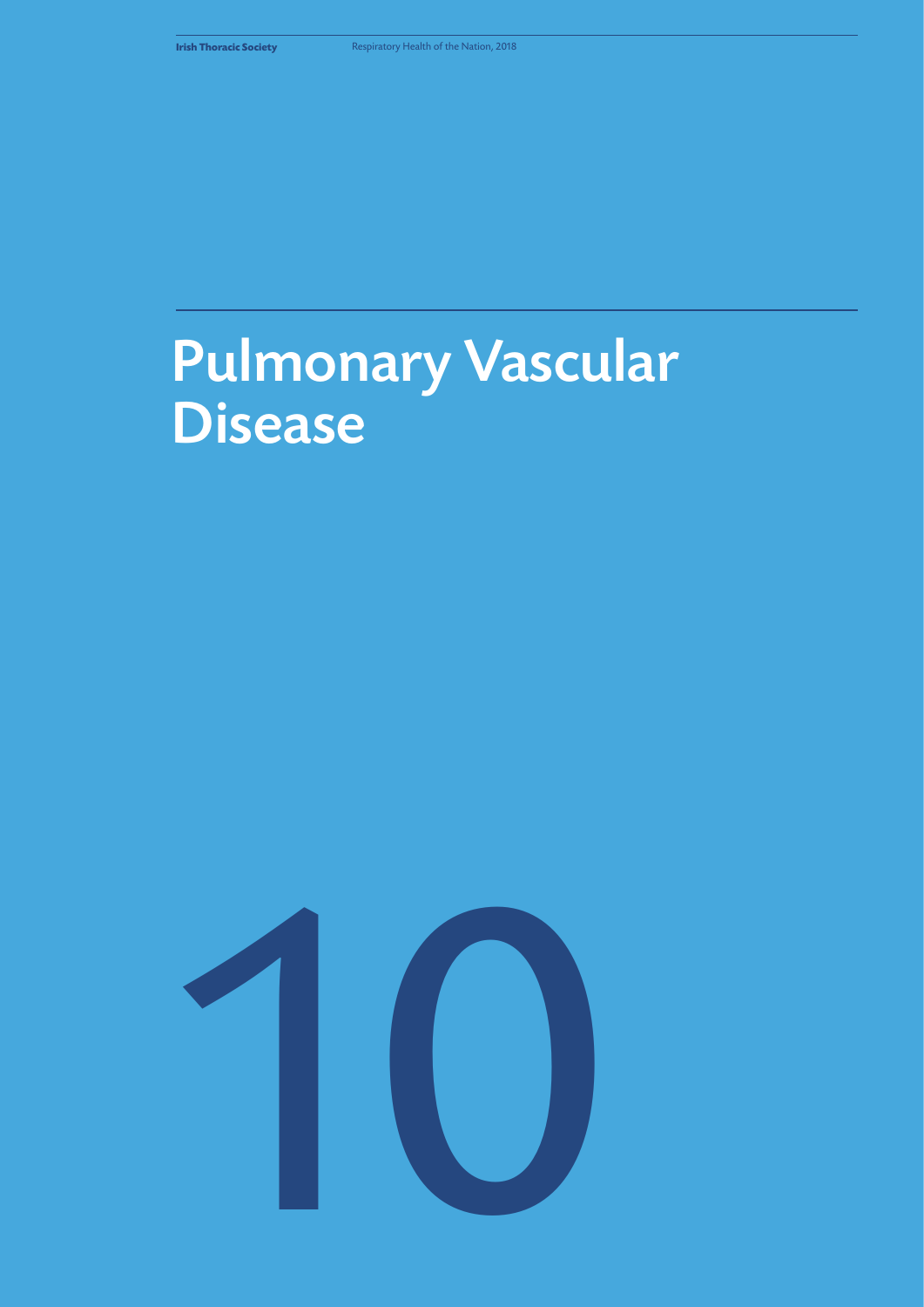# Pulmonary Vascular Disease

10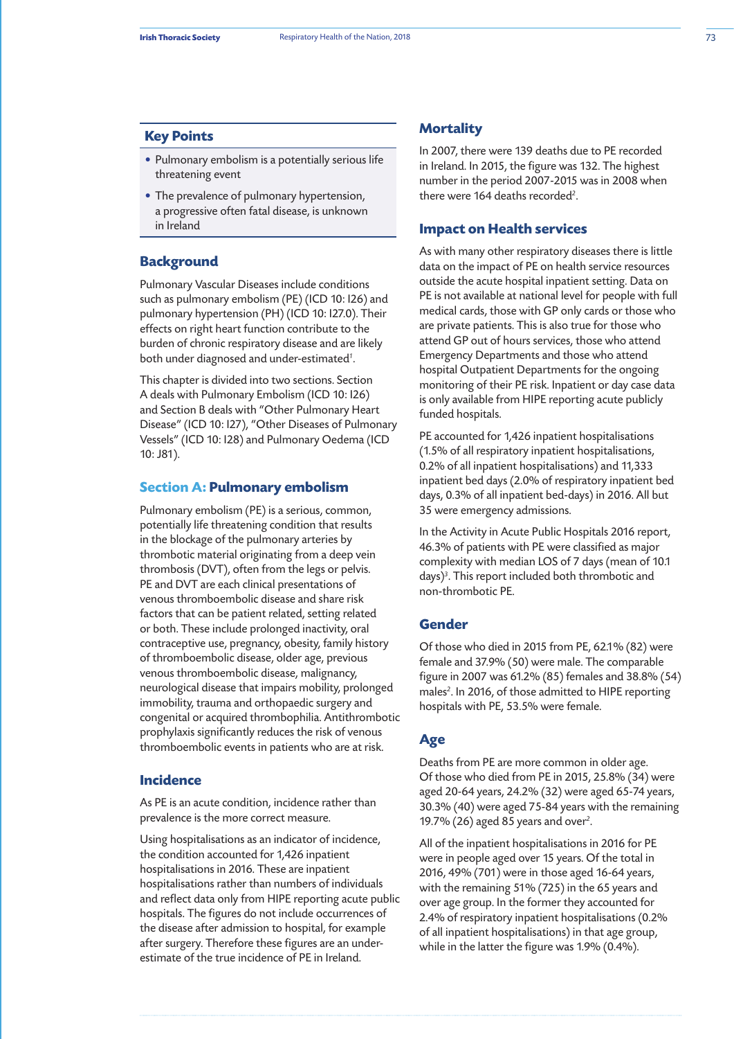## Key Points

- Pulmonary embolism is a potentially serious life threatening event
- The prevalence of pulmonary hypertension, a progressive often fatal disease, is unknown in Ireland

## Background

Pulmonary Vascular Diseases include conditions such as pulmonary embolism (PE) (ICD 10: I26) and pulmonary hypertension (PH) (ICD 10: I27.0). Their effects on right heart function contribute to the burden of chronic respiratory disease and are likely both under diagnosed and under-estimated[1].

This chapter is divided into two sections. Section A deals with Pulmonary Embolism (ICD 10: I26) and Section B deals with "Other Pulmonary Heart Disease" (ICD 10: I27), "Other Diseases of Pulmonary Vessels" (ICD 10: I28) and Pulmonary Oedema (ICD 10: J81).

## Section A: Pulmonary embolism

Pulmonary embolism (PE) is a serious, common, potentially life threatening condition that results in the blockage of the pulmonary arteries by thrombotic material originating from a deep vein thrombosis (DVT), often from the legs or pelvis. PE and DVT are each clinical presentations of venous thromboembolic disease and share risk factors that can be patient related, setting related or both. These include prolonged inactivity, oral contraceptive use, pregnancy, obesity, family history of thromboembolic disease, older age, previous venous thromboembolic disease, malignancy, neurological disease that impairs mobility, prolonged immobility, trauma and orthopaedic surgery and congenital or acquired thrombophilia. Antithrombotic prophylaxis significantly reduces the risk of venous thromboembolic events in patients who are at risk.

### Incidence

As PE is an acute condition, incidence rather than prevalence is the more correct measure.

Using hospitalisations as an indicator of incidence, the condition accounted for 1,426 inpatient hospitalisations in 2016. These are inpatient hospitalisations rather than numbers of individuals and reflect data only from HIPE reporting acute public hospitals. The figures do not include occurrences of the disease after admission to hospital, for example after surgery. Therefore these figures are an under-estimate of the true incidence of PE in Ireland.

### Mortality

In 2007, there were 139 deaths due to PE recorded in Ireland. In 2015, the figure was 132. The highest number in the period 2007-2015 was in 2008 when there were 164 deaths recorded[2].

### Impact on Health services

As with many other respiratory diseases there is little data on the impact of PE on health service resources outside the acute hospital inpatient setting. Data on PE is not available at national level for people with full medical cards, those with GP only cards or those who are private patients. This is also true for those who attend GP out of hours services, those who attend Emergency Departments and those who attend hospital Outpatient Departments for the ongoing monitoring of their PE risk. Inpatient or day case data is only available from HIPE reporting acute publicly funded hospitals.

PE accounted for 1,426 inpatient hospitalisations (1.5% of all respiratory inpatient hospitalisations, 0.2% of all inpatient hospitalisations) and 11,333 inpatient bed days (2.0% of respiratory inpatient bed days, 0.3% of all inpatient bed-days) in 2016. All but 35 were emergency admissions.

In the Activity in Acute Public Hospitals 2016 report, 46.3% of patients with PE were classified as major complexity with median LOS of 7 days (mean of 10.1 days)[3]. This report included both thrombotic and non-thrombotic PE.

### Gender

Of those who died in 2015 from PE, 62.1% (82) were female and 37.9% (50) were male. The comparable figure in 2007 was 61.2% (85) females and 38.8% (54) males[2]. In 2016, of those admitted to HIPE reporting hospitals with PE, 53.5% were female.

### Age

Deaths from PE are more common in older age. Of those who died from PE in 2015, 25.8% (34) were aged 20-64 years, 24.2% (32) were aged 65-74 years, 30.3% (40) were aged 75-84 years with the remaining 19.7% (26) aged 85 years and over[2].

All of the inpatient hospitalisations in 2016 for PE were in people aged over 15 years. Of the total in 2016, 49% (701) were in those aged 16-64 years, with the remaining 51% (725) in the 65 years and over age group. In the former they accounted for 2.4% of respiratory inpatient hospitalisations (0.2% of all inpatient hospitalisations) in that age group, while in the latter the figure was 1.9% (0.4%).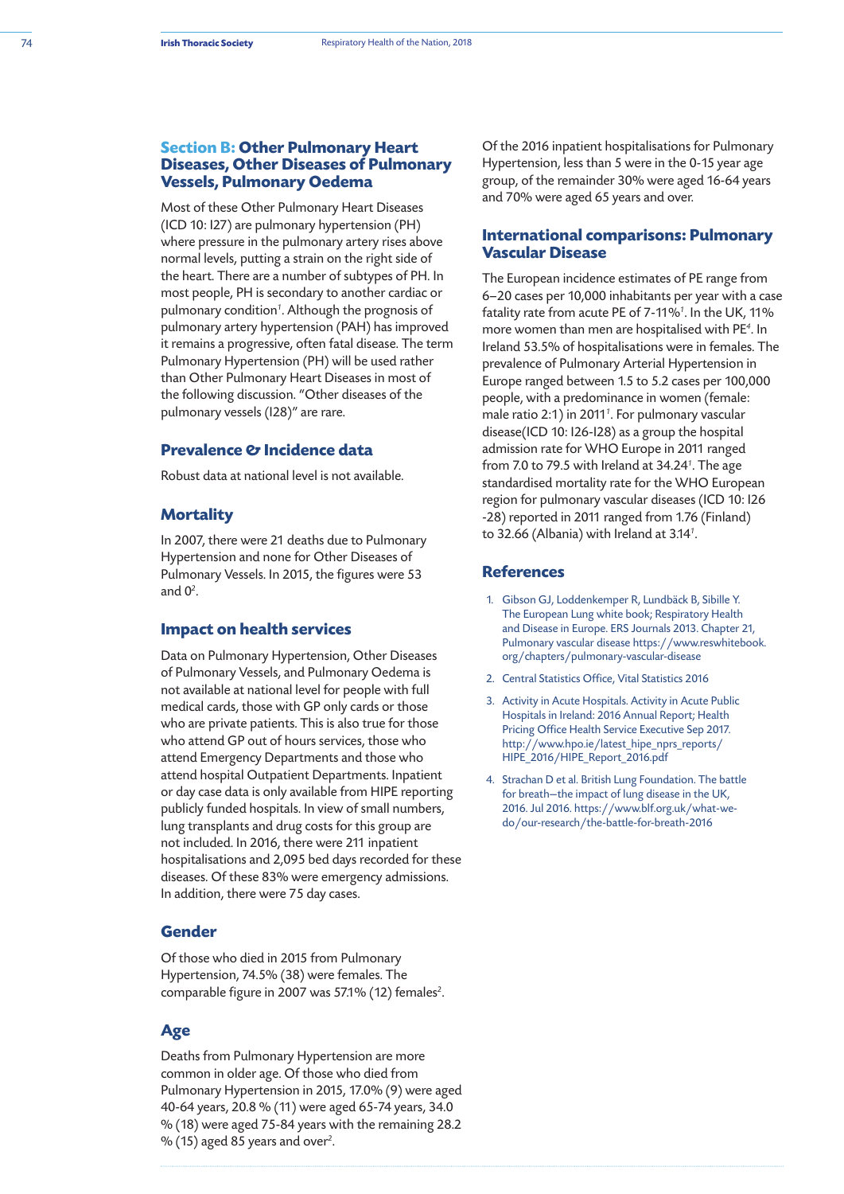## Section B: Other Pulmonary Heart Diseases, Other Diseases of Pulmonary Vessels, Pulmonary Oedema

Most of these Other Pulmonary Heart Diseases (ICD 10: I27) are pulmonary hypertension (PH) where pressure in the pulmonary artery rises above normal levels, putting a strain on the right side of the heart. There are a number of subtypes of PH. In most people, PH is secondary to another cardiac or pulmonary condition[1]. Although the prognosis of pulmonary artery hypertension (PAH) has improved it remains a progressive, often fatal disease. The term Pulmonary Hypertension (PH) will be used rather than Other Pulmonary Heart Diseases in most of the following discussion. "Other diseases of the pulmonary vessels (I28)" are rare.

### Prevalence & Incidence data

Robust data at national level is not available.

### Mortality

In 2007, there were 21 deaths due to Pulmonary Hypertension and none for Other Diseases of Pulmonary Vessels. In 2015, the figures were 53 and 0[2].

### Impact on health services

Data on Pulmonary Hypertension, Other Diseases of Pulmonary Vessels, and Pulmonary Oedema is not available at national level for people with full medical cards, those with GP only cards or those who are private patients. This is also true for those who attend GP out of hours services, those who attend Emergency Departments and those who attend hospital Outpatient Departments. Inpatient or day case data is only available from HIPE reporting publicly funded hospitals. In view of small numbers, lung transplants and drug costs for this group are not included. In 2016, there were 211 inpatient hospitalisations and 2,095 bed days recorded for these diseases. Of these 83% were emergency admissions. In addition, there were 75 day cases.

### Gender

Of those who died in 2015 from Pulmonary Hypertension, 74.5% (38) were females. The comparable figure in 2007 was 57.1% (12) females[2].

### Age

Deaths from Pulmonary Hypertension are more common in older age. Of those who died from Pulmonary Hypertension in 2015, 17.0% (9) were aged 40-64 years, 20.8 % (11) were aged 65-74 years, 34.0 % (18) were aged 75-84 years with the remaining 28.2 % (15) aged 85 years and over[2].

Of the 2016 inpatient hospitalisations for Pulmonary Hypertension, less than 5 were in the 0-15 year age group, of the remainder 30% were aged 16-64 years and 70% were aged 65 years and over.

### International comparisons: Pulmonary Vascular Disease

The European incidence estimates of PE range from 6–20 cases per 10,000 inhabitants per year with a case fatality rate from acute PE of 7-11%[1]. In the UK, 11% more women than men are hospitalised with PE[4]. In Ireland 53.5% of hospitalisations were in females. The prevalence of Pulmonary Arterial Hypertension in Europe ranged between 1.5 to 5.2 cases per 100,000 people, with a predominance in women (female: male ratio 2:1) in 2011[1]. For pulmonary vascular disease(ICD 10: I26-I28) as a group the hospital admission rate for WHO Europe in 2011 ranged from 7.0 to 79.5 with Ireland at 34.24[1]. The age standardised mortality rate for the WHO European region for pulmonary vascular diseases (ICD 10: I26 -28) reported in 2011 ranged from 1.76 (Finland) to 32.66 (Albania) with Ireland at 3.14[1].

### References

1. Gibson GJ, Loddenkemper R, Lundbäck B, Sibille Y. The European Lung white book; Respiratory Health and Disease in Europe. ERS Journals 2013. Chapter 21, Pulmonary vascular disease https://www.reswhitebook.org/chapters/pulmonary-vascular-disease
2. Central Statistics Office, Vital Statistics 2016
3. Activity in Acute Hospitals. Activity in Acute Public Hospitals in Ireland: 2016 Annual Report; Health Pricing Office Health Service Executive Sep 2017. http://www.hpo.ie/latest_hipe_nprs_reports/HIPE_2016/HIPE_Report_2016.pdf
4. Strachan D et al. British Lung Foundation. The battle for breath–the impact of lung disease in the UK, 2016. Jul 2016. https://www.blf.org.uk/what-we-do/our-research/the-battle-for-breath-2016